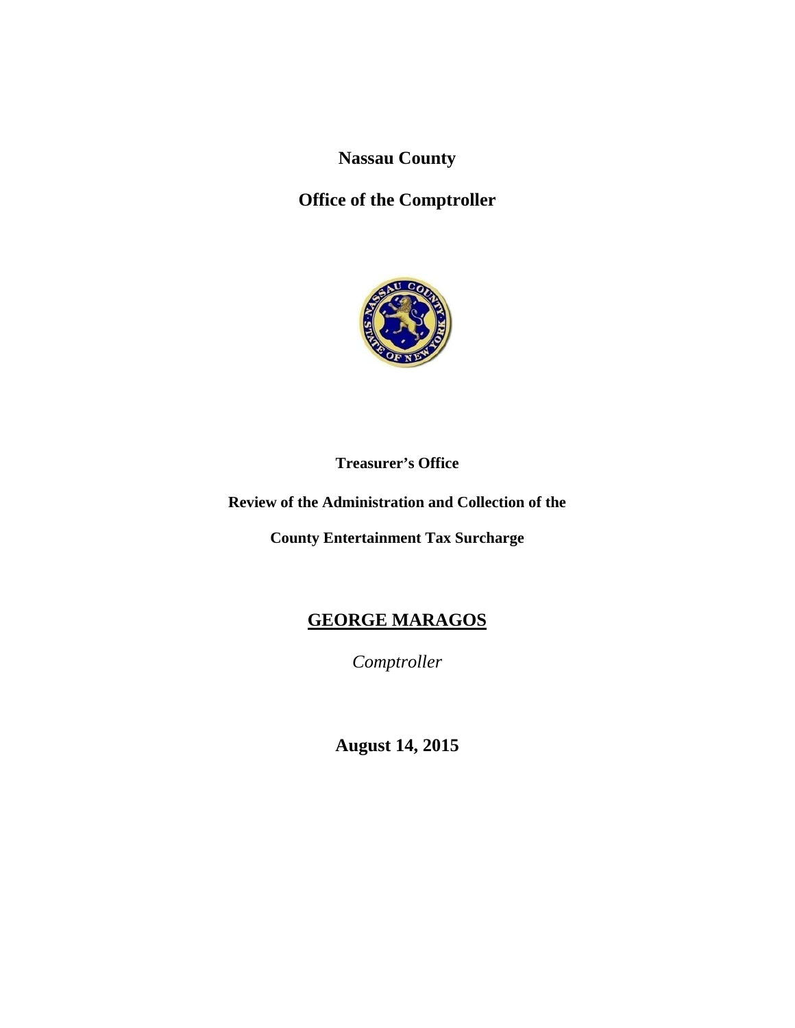**Nassau County**

**Office of the Comptroller**

**Treasurer's Office**

**Review of the Administration and Collection of the**

**County Entertainment Tax Surcharge**

**GEORGE MARAGOS**

*Comptroller*

**August 14, 2015**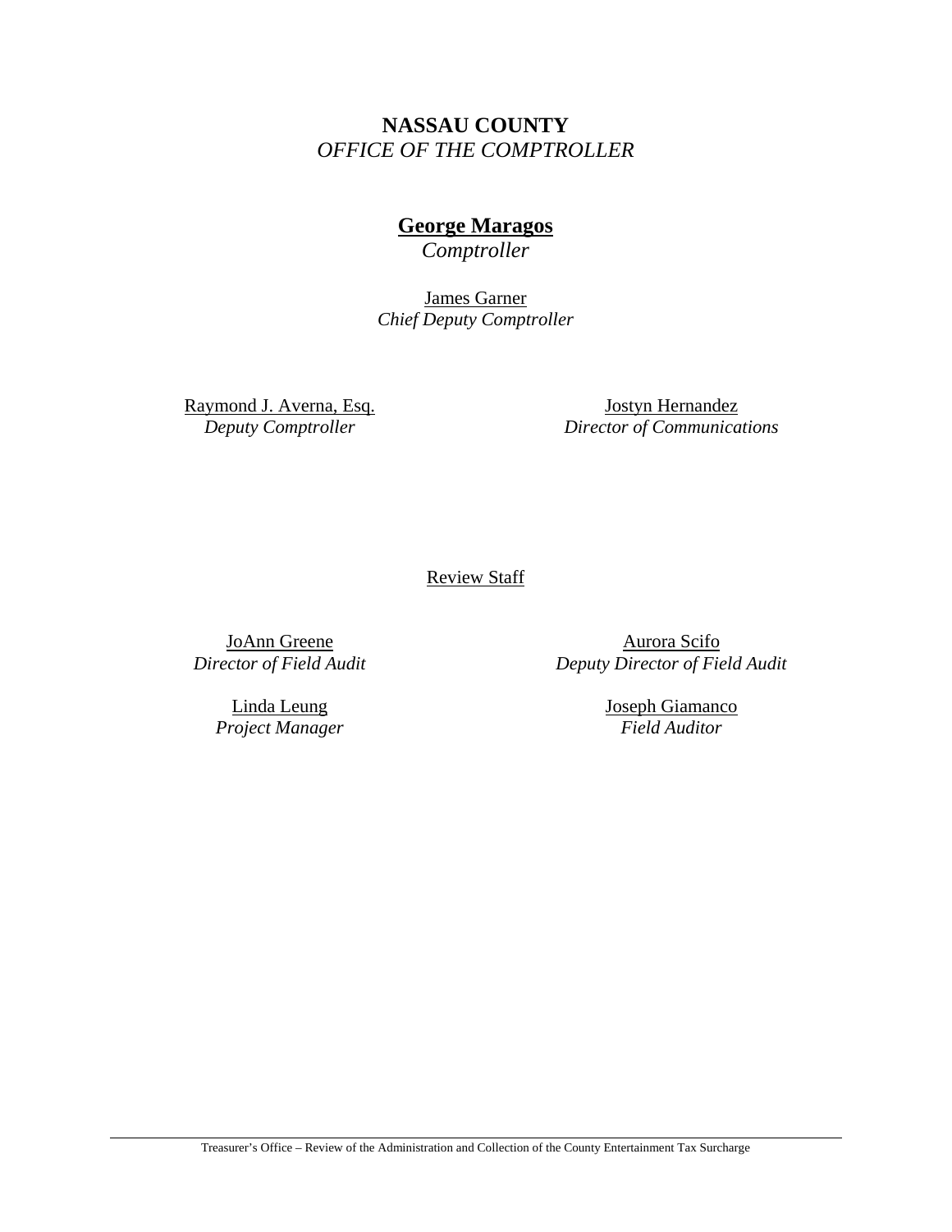**NASSAU COUNTY**
*OFFICE OF THE COMPTROLLER*

**George Maragos**
*Comptroller*

James Garner
*Chief Deputy Comptroller*

Raymond J. Averna, Esq.
*Deputy Comptroller*

Jostyn Hernandez
*Director of Communications*

Review Staff

JoAnn Greene
*Director of Field Audit*

Aurora Scifo
*Deputy Director of Field Audit*

Linda Leung
*Project Manager*

Joseph Giamanco
*Field Auditor*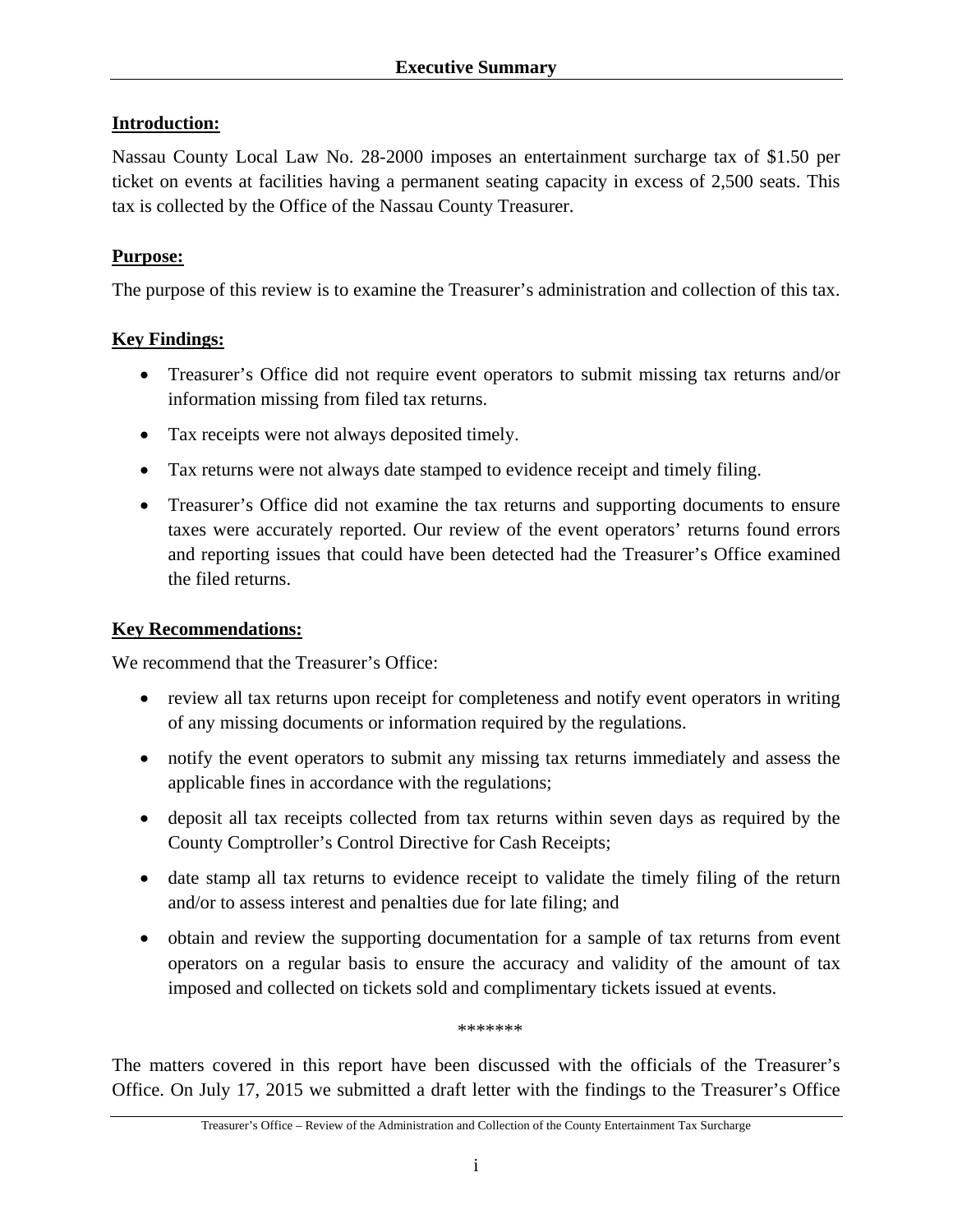# Executive Summary

**Introduction:**

Nassau County Local Law No. 28-2000 imposes an entertainment surcharge tax of $1.50 per ticket on events at facilities having a permanent seating capacity in excess of 2,500 seats. This tax is collected by the Office of the Nassau County Treasurer.

**Purpose:**

The purpose of this review is to examine the Treasurer's administration and collection of this tax.

**Key Findings:**

- Treasurer's Office did not require event operators to submit missing tax returns and/or information missing from filed tax returns.
- Tax receipts were not always deposited timely.
- Tax returns were not always date stamped to evidence receipt and timely filing.
- Treasurer's Office did not examine the tax returns and supporting documents to ensure taxes were accurately reported. Our review of the event operators' returns found errors and reporting issues that could have been detected had the Treasurer's Office examined the filed returns.

**Key Recommendations:**

We recommend that the Treasurer's Office:

- review all tax returns upon receipt for completeness and notify event operators in writing of any missing documents or information required by the regulations.
- notify the event operators to submit any missing tax returns immediately and assess the applicable fines in accordance with the regulations;
- deposit all tax receipts collected from tax returns within seven days as required by the County Comptroller's Control Directive for Cash Receipts;
- date stamp all tax returns to evidence receipt to validate the timely filing of the return and/or to assess interest and penalties due for late filing; and
- obtain and review the supporting documentation for a sample of tax returns from event operators on a regular basis to ensure the accuracy and validity of the amount of tax imposed and collected on tickets sold and complimentary tickets issued at events.

*******

The matters covered in this report have been discussed with the officials of the Treasurer's Office. On July 17, 2015 we submitted a draft letter with the findings to the Treasurer's Office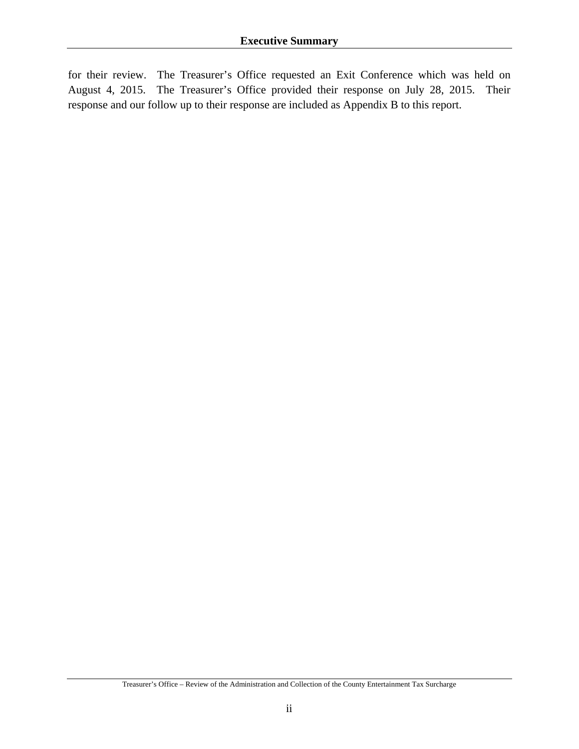for their review. The Treasurer's Office requested an Exit Conference which was held on August 4, 2015. The Treasurer's Office provided their response on July 28, 2015. Their response and our follow up to their response are included as Appendix B to this report.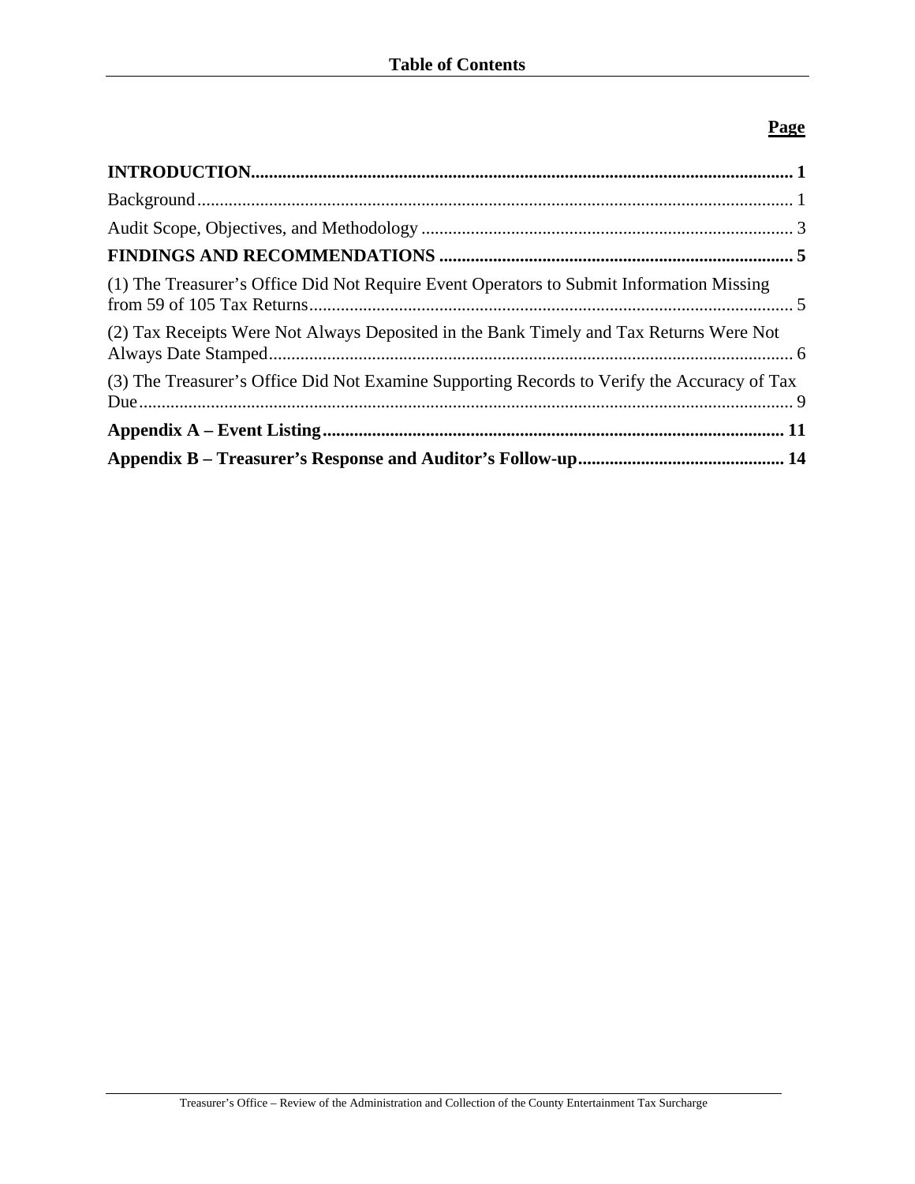# Table of Contents

| | Page |
|---|---|
| **INTRODUCTION** | **1** |
| Background | 1 |
| Audit Scope, Objectives, and Methodology | 3 |
| **FINDINGS AND RECOMMENDATIONS** | **5** |
| (1) The Treasurer's Office Did Not Require Event Operators to Submit Information Missing from 59 of 105 Tax Returns | 5 |
| (2) Tax Receipts Were Not Always Deposited in the Bank Timely and Tax Returns Were Not Always Date Stamped | 6 |
| (3) The Treasurer's Office Did Not Examine Supporting Records to Verify the Accuracy of Tax Due | 9 |
| **Appendix A – Event Listing** | **11** |
| **Appendix B – Treasurer's Response and Auditor's Follow-up** | **14** |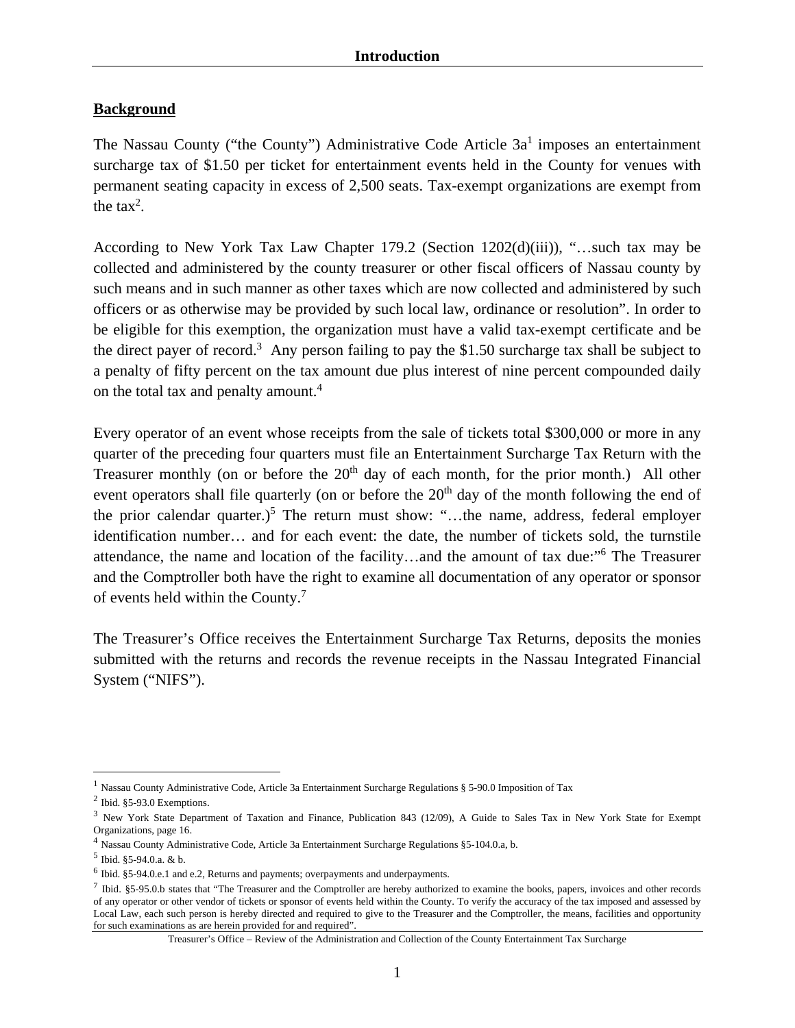# Introduction

## Background

The Nassau County ("the County") Administrative Code Article 3a[1] imposes an entertainment surcharge tax of $1.50 per ticket for entertainment events held in the County for venues with permanent seating capacity in excess of 2,500 seats. Tax-exempt organizations are exempt from the tax[2].

According to New York Tax Law Chapter 179.2 (Section 1202(d)(iii)), "…such tax may be collected and administered by the county treasurer or other fiscal officers of Nassau county by such means and in such manner as other taxes which are now collected and administered by such officers or as otherwise may be provided by such local law, ordinance or resolution". In order to be eligible for this exemption, the organization must have a valid tax-exempt certificate and be the direct payer of record.[3] Any person failing to pay the $1.50 surcharge tax shall be subject to a penalty of fifty percent on the tax amount due plus interest of nine percent compounded daily on the total tax and penalty amount.[4]

Every operator of an event whose receipts from the sale of tickets total $300,000 or more in any quarter of the preceding four quarters must file an Entertainment Surcharge Tax Return with the Treasurer monthly (on or before the 20th day of each month, for the prior month.) All other event operators shall file quarterly (on or before the 20th day of the month following the end of the prior calendar quarter.)[5] The return must show: "…the name, address, federal employer identification number… and for each event: the date, the number of tickets sold, the turnstile attendance, the name and location of the facility…and the amount of tax due:"[6] The Treasurer and the Comptroller both have the right to examine all documentation of any operator or sponsor of events held within the County.[7]

The Treasurer's Office receives the Entertainment Surcharge Tax Returns, deposits the monies submitted with the returns and records the revenue receipts in the Nassau Integrated Financial System ("NIFS").

---

[1] Nassau County Administrative Code, Article 3a Entertainment Surcharge Regulations § 5-90.0 Imposition of Tax

[2] Ibid. §5-93.0 Exemptions.

[3] New York State Department of Taxation and Finance, Publication 843 (12/09), A Guide to Sales Tax in New York State for Exempt Organizations, page 16.

[4] Nassau County Administrative Code, Article 3a Entertainment Surcharge Regulations §5-104.0.a, b.

[5] Ibid. §5-94.0.a. & b.

[6] Ibid. §5-94.0.e.1 and e.2, Returns and payments; overpayments and underpayments.

[7] Ibid. §5-95.0.b states that "The Treasurer and the Comptroller are hereby authorized to examine the books, papers, invoices and other records of any operator or other vendor of tickets or sponsor of events held within the County. To verify the accuracy of the tax imposed and assessed by Local Law, each such person is hereby directed and required to give to the Treasurer and the Comptroller, the means, facilities and opportunity for such examinations as are herein provided for and required".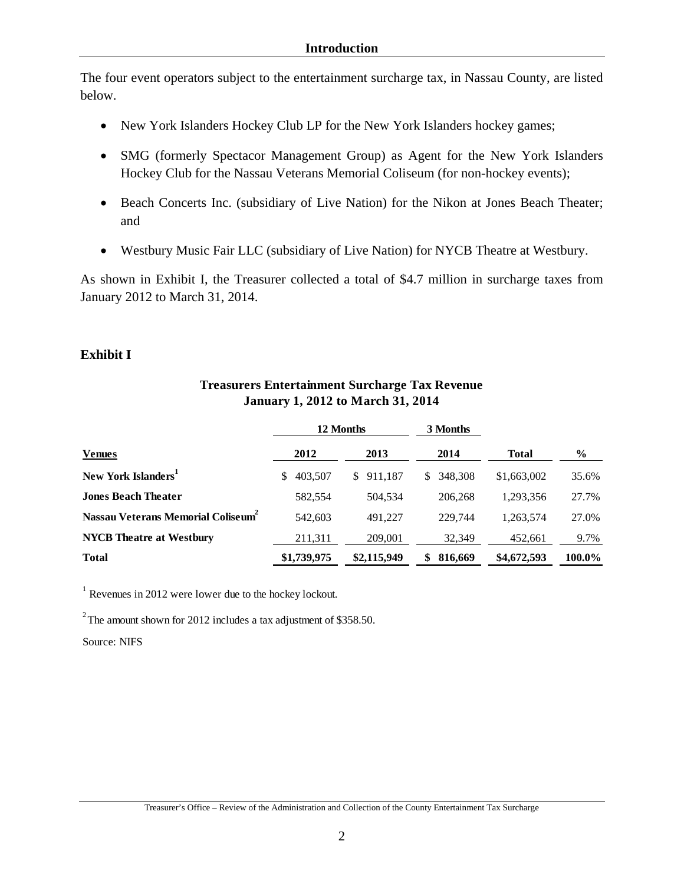## Introduction

The four event operators subject to the entertainment surcharge tax, in Nassau County, are listed below.

- New York Islanders Hockey Club LP for the New York Islanders hockey games;
- SMG (formerly Spectacor Management Group) as Agent for the New York Islanders Hockey Club for the Nassau Veterans Memorial Coliseum (for non-hockey events);
- Beach Concerts Inc. (subsidiary of Live Nation) for the Nikon at Jones Beach Theater; and
- Westbury Music Fair LLC (subsidiary of Live Nation) for NYCB Theatre at Westbury.

As shown in Exhibit I, the Treasurer collected a total of $4.7 million in surcharge taxes from January 2012 to March 31, 2014.

### Exhibit I

**Treasurers Entertainment Surcharge Tax Revenue**
**January 1, 2012 to March 31, 2014**

| | 12 Months | | 3 Months | | |
|---|---|---|---|---|---|
| **Venues** | **2012** | **2013** | **2014** | **Total** | **%** |
| **New York Islanders**[1] | $ 403,507 | $ 911,187 | $ 348,308 | $1,663,002 | 35.6% |
| **Jones Beach Theater** | 582,554 | 504,534 | 206,268 | 1,293,356 | 27.7% |
| **Nassau Veterans Memorial Coliseum**[2] | 542,603 | 491,227 | 229,744 | 1,263,574 | 27.0% |
| **NYCB Theatre at Westbury** | 211,311 | 209,001 | 32,349 | 452,661 | 9.7% |
| **Total** | **$1,739,975** | **$2,115,949** | **$ 816,669** | **$4,672,593** | **100.0%** |

[1] Revenues in 2012 were lower due to the hockey lockout.

[2] The amount shown for 2012 includes a tax adjustment of $358.50.

Source: NIFS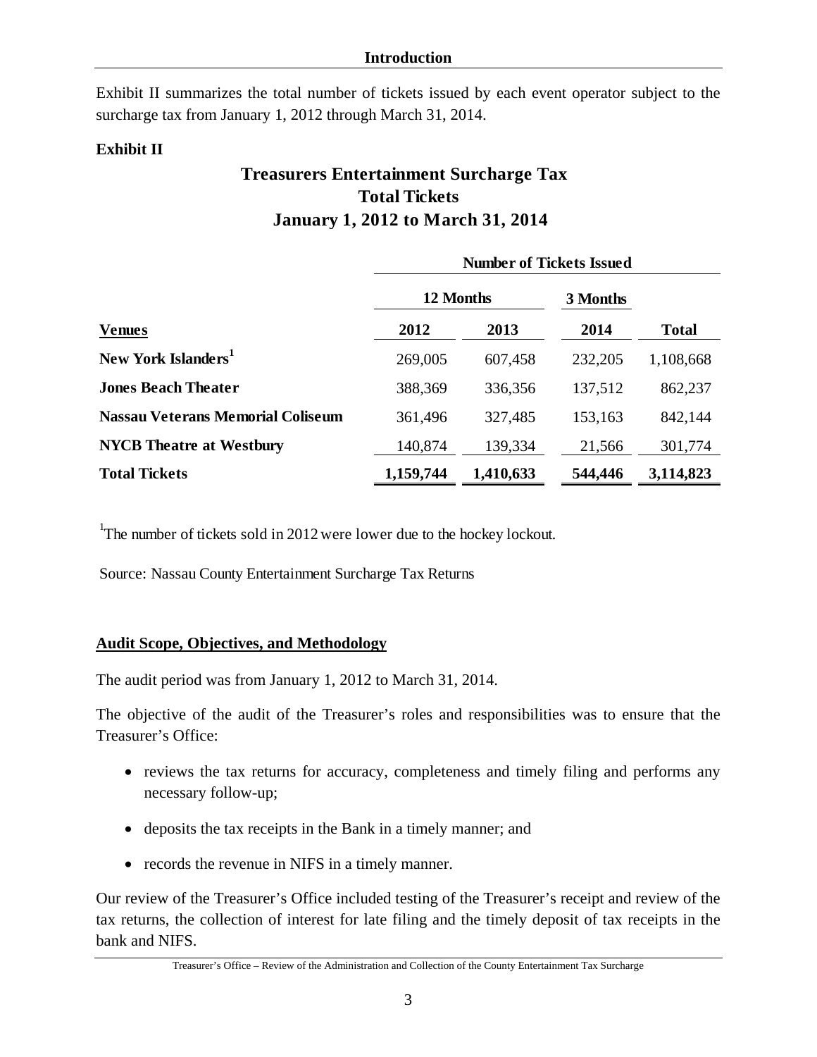## Introduction

Exhibit II summarizes the total number of tickets issued by each event operator subject to the surcharge tax from January 1, 2012 through March 31, 2014.

**Exhibit II**

### Treasurers Entertainment Surcharge Tax
### Total Tickets
### January 1, 2012 to March 31, 2014

| | Number of Tickets Issued | | | |
|---|---|---|---|---|
| | 12 Months | | 3 Months | |
| **Venues** | **2012** | **2013** | **2014** | **Total** |
| **New York Islanders**[1] | 269,005 | 607,458 | 232,205 | 1,108,668 |
| **Jones Beach Theater** | 388,369 | 336,356 | 137,512 | 862,237 |
| **Nassau Veterans Memorial Coliseum** | 361,496 | 327,485 | 153,163 | 842,144 |
| **NYCB Theatre at Westbury** | 140,874 | 139,334 | 21,566 | 301,774 |
| **Total Tickets** | **1,159,744** | **1,410,633** | **544,446** | **3,114,823** |

[1] The number of tickets sold in 2012 were lower due to the hockey lockout.

Source: Nassau County Entertainment Surcharge Tax Returns

## Audit Scope, Objectives, and Methodology

The audit period was from January 1, 2012 to March 31, 2014.

The objective of the audit of the Treasurer's roles and responsibilities was to ensure that the Treasurer's Office:

- reviews the tax returns for accuracy, completeness and timely filing and performs any necessary follow-up;
- deposits the tax receipts in the Bank in a timely manner; and
- records the revenue in NIFS in a timely manner.

Our review of the Treasurer's Office included testing of the Treasurer's receipt and review of the tax returns, the collection of interest for late filing and the timely deposit of tax receipts in the bank and NIFS.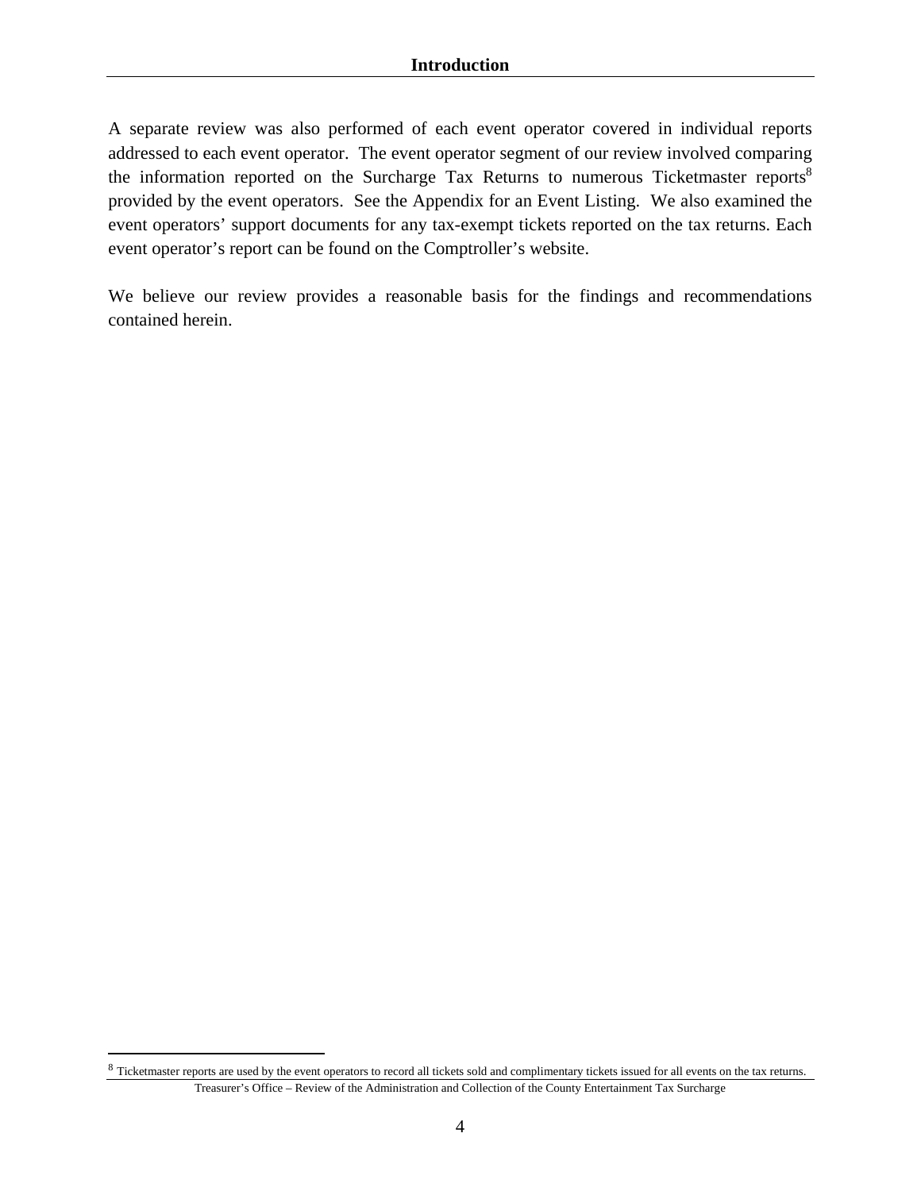A separate review was also performed of each event operator covered in individual reports addressed to each event operator. The event operator segment of our review involved comparing the information reported on the Surcharge Tax Returns to numerous Ticketmaster reports[8] provided by the event operators. See the Appendix for an Event Listing. We also examined the event operators' support documents for any tax-exempt tickets reported on the tax returns. Each event operator's report can be found on the Comptroller's website.

We believe our review provides a reasonable basis for the findings and recommendations contained herein.

[8] Ticketmaster reports are used by the event operators to record all tickets sold and complimentary tickets issued for all events on the tax returns.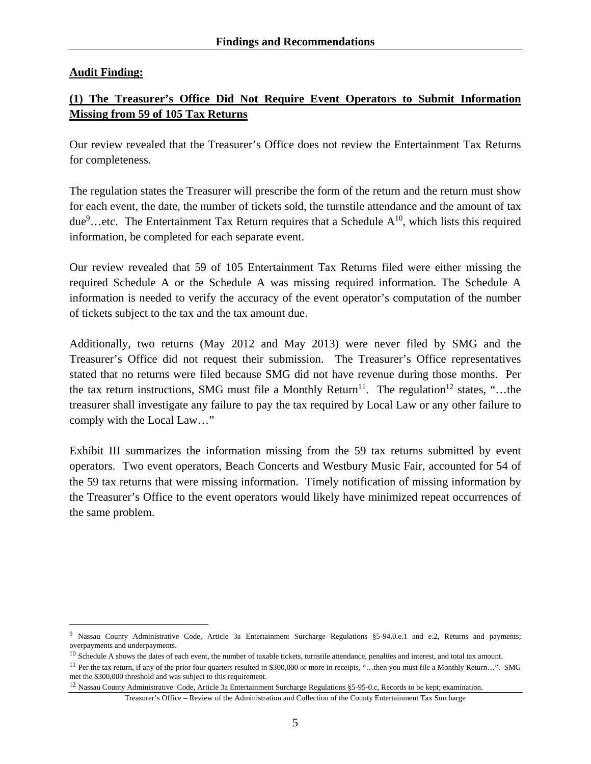## Findings and Recommendations

**Audit Finding:**

**(1) The Treasurer's Office Did Not Require Event Operators to Submit Information Missing from 59 of 105 Tax Returns**

Our review revealed that the Treasurer's Office does not review the Entertainment Tax Returns for completeness.

The regulation states the Treasurer will prescribe the form of the return and the return must show for each event, the date, the number of tickets sold, the turnstile attendance and the amount of tax due[9]…etc. The Entertainment Tax Return requires that a Schedule A[10], which lists this required information, be completed for each separate event.

Our review revealed that 59 of 105 Entertainment Tax Returns filed were either missing the required Schedule A or the Schedule A was missing required information. The Schedule A information is needed to verify the accuracy of the event operator's computation of the number of tickets subject to the tax and the tax amount due.

Additionally, two returns (May 2012 and May 2013) were never filed by SMG and the Treasurer's Office did not request their submission. The Treasurer's Office representatives stated that no returns were filed because SMG did not have revenue during those months. Per the tax return instructions, SMG must file a Monthly Return[11]. The regulation[12] states, "…the treasurer shall investigate any failure to pay the tax required by Local Law or any other failure to comply with the Local Law…"

Exhibit III summarizes the information missing from the 59 tax returns submitted by event operators. Two event operators, Beach Concerts and Westbury Music Fair, accounted for 54 of the 59 tax returns that were missing information. Timely notification of missing information by the Treasurer's Office to the event operators would likely have minimized repeat occurrences of the same problem.

---

[9] Nassau County Administrative Code, Article 3a Entertainment Surcharge Regulations §5-94.0.e.1 and e.2, Returns and payments; overpayments and underpayments.

[10] Schedule A shows the dates of each event, the number of taxable tickets, turnstile attendance, penalties and interest, and total tax amount.

[11] Per the tax return, if any of the prior four quarters resulted in $300,000 or more in receipts, "…then you must file a Monthly Return…". SMG met the $300,000 threshold and was subject to this requirement.

[12] Nassau County Administrative Code, Article 3a Entertainment Surcharge Regulations §5-95-0.c, Records to be kept; examination.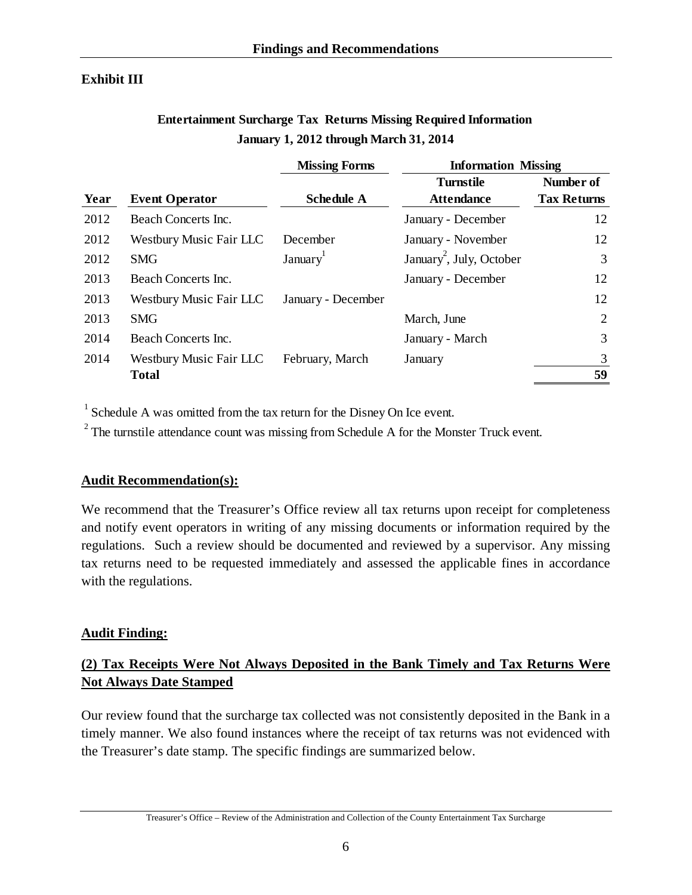**Exhibit III**

**Entertainment Surcharge Tax Returns Missing Required Information**
**January 1, 2012 through March 31, 2014**

| | | Missing Forms | Information Missing | |
|---|---|---|---|---|
| **Year** | **Event Operator** | **Schedule A** | **Turnstile Attendance** | **Number of Tax Returns** |
| 2012 | Beach Concerts Inc. | | January - December | 12 |
| 2012 | Westbury Music Fair LLC | December | January - November | 12 |
| 2012 | SMG | January[1] | January[2], July, October | 3 |
| 2013 | Beach Concerts Inc. | | January - December | 12 |
| 2013 | Westbury Music Fair LLC | January - December | | 12 |
| 2013 | SMG | | March, June | 2 |
| 2014 | Beach Concerts Inc. | | January - March | 3 |
| 2014 | Westbury Music Fair LLC | February, March | January | 3 |
| | **Total** | | | **59** |

[1] Schedule A was omitted from the tax return for the Disney On Ice event.

[2] The turnstile attendance count was missing from Schedule A for the Monster Truck event.

**Audit Recommendation(s):**

We recommend that the Treasurer's Office review all tax returns upon receipt for completeness and notify event operators in writing of any missing documents or information required by the regulations. Such a review should be documented and reviewed by a supervisor. Any missing tax returns need to be requested immediately and assessed the applicable fines in accordance with the regulations.

**Audit Finding:**

**(2) Tax Receipts Were Not Always Deposited in the Bank Timely and Tax Returns Were Not Always Date Stamped**

Our review found that the surcharge tax collected was not consistently deposited in the Bank in a timely manner. We also found instances where the receipt of tax returns was not evidenced with the Treasurer's date stamp. The specific findings are summarized below.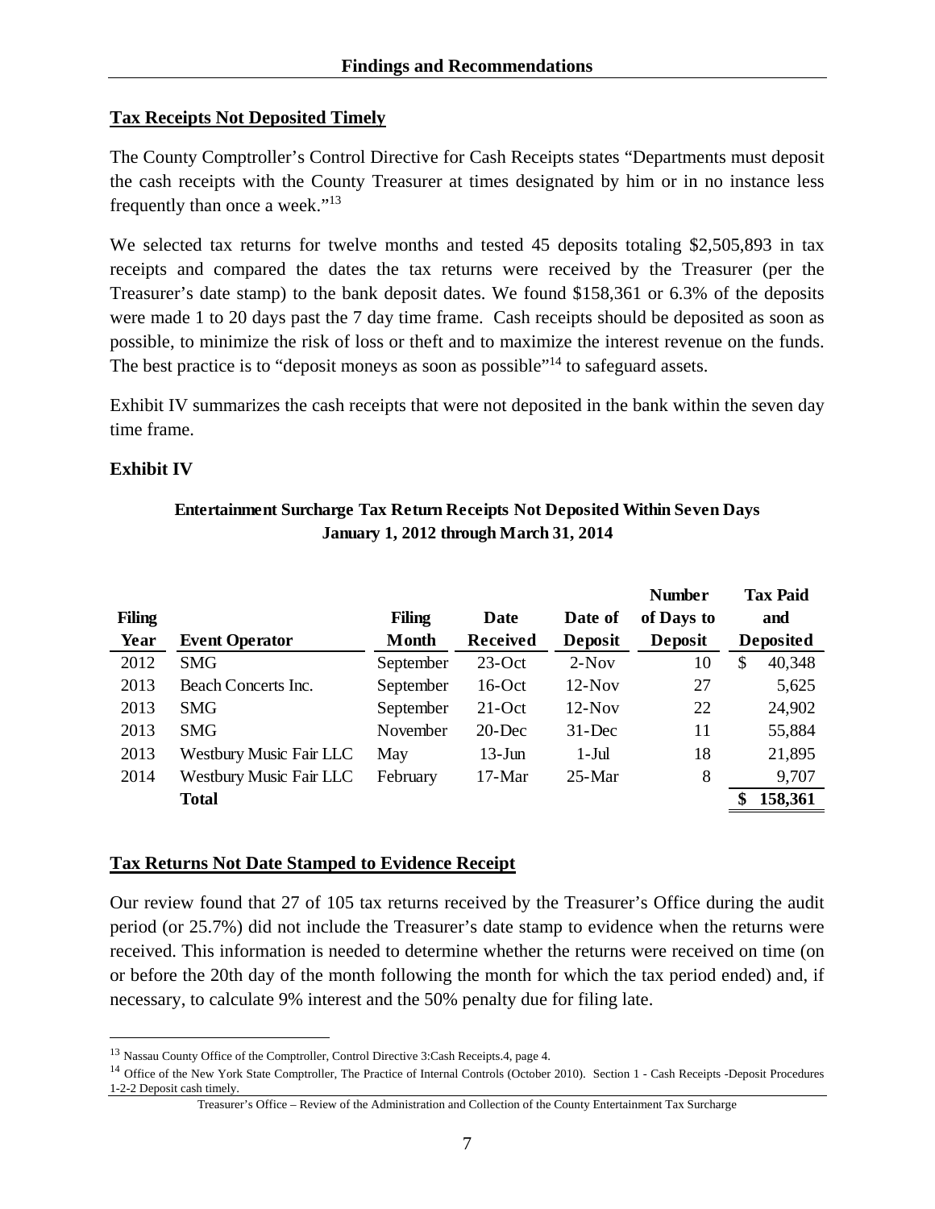## Tax Receipts Not Deposited Timely

The County Comptroller's Control Directive for Cash Receipts states "Departments must deposit the cash receipts with the County Treasurer at times designated by him or in no instance less frequently than once a week."[13]

We selected tax returns for twelve months and tested 45 deposits totaling \$2,505,893 in tax receipts and compared the dates the tax returns were received by the Treasurer (per the Treasurer's date stamp) to the bank deposit dates. We found \$158,361 or 6.3% of the deposits were made 1 to 20 days past the 7 day time frame. Cash receipts should be deposited as soon as possible, to minimize the risk of loss or theft and to maximize the interest revenue on the funds. The best practice is to "deposit moneys as soon as possible"[14] to safeguard assets.

Exhibit IV summarizes the cash receipts that were not deposited in the bank within the seven day time frame.

**Exhibit IV**

**Entertainment Surcharge Tax Return Receipts Not Deposited Within Seven Days**
**January 1, 2012 through March 31, 2014**

| Filing Year | Event Operator | Filing Month | Date Received | Date of Deposit | Number of Days to Deposit | Tax Paid and Deposited |
|---|---|---|---|---|---|---|
| 2012 | SMG | September | 23-Oct | 2-Nov | 10 | $ 40,348 |
| 2013 | Beach Concerts Inc. | September | 16-Oct | 12-Nov | 27 | 5,625 |
| 2013 | SMG | September | 21-Oct | 12-Nov | 22 | 24,902 |
| 2013 | SMG | November | 20-Dec | 31-Dec | 11 | 55,884 |
| 2013 | Westbury Music Fair LLC | May | 13-Jun | 1-Jul | 18 | 21,895 |
| 2014 | Westbury Music Fair LLC | February | 17-Mar | 25-Mar | 8 | 9,707 |
| | **Total** | | | | | **$ 158,361** |

## Tax Returns Not Date Stamped to Evidence Receipt

Our review found that 27 of 105 tax returns received by the Treasurer's Office during the audit period (or 25.7%) did not include the Treasurer's date stamp to evidence when the returns were received. This information is needed to determine whether the returns were received on time (on or before the 20th day of the month following the month for which the tax period ended) and, if necessary, to calculate 9% interest and the 50% penalty due for filing late.

---

[13] Nassau County Office of the Comptroller, Control Directive 3:Cash Receipts.4, page 4.

[14] Office of the New York State Comptroller, The Practice of Internal Controls (October 2010). Section 1 - Cash Receipts -Deposit Procedures 1-2-2 Deposit cash timely.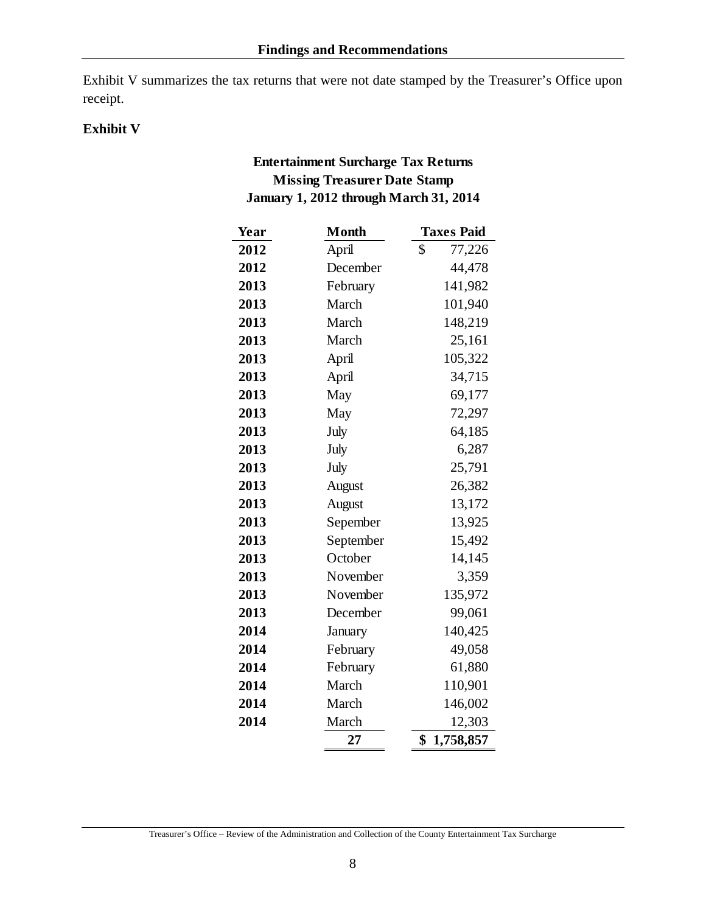Exhibit V summarizes the tax returns that were not date stamped by the Treasurer's Office upon receipt.

**Exhibit V**

**Entertainment Surcharge Tax Returns**
**Missing Treasurer Date Stamp**
**January 1, 2012 through March 31, 2014**

| Year | Month | Taxes Paid |
|---|---|---|
| **2012** | April | $ 77,226 |
| **2012** | December | 44,478 |
| **2013** | February | 141,982 |
| **2013** | March | 101,940 |
| **2013** | March | 148,219 |
| **2013** | March | 25,161 |
| **2013** | April | 105,322 |
| **2013** | April | 34,715 |
| **2013** | May | 69,177 |
| **2013** | May | 72,297 |
| **2013** | July | 64,185 |
| **2013** | July | 6,287 |
| **2013** | July | 25,791 |
| **2013** | August | 26,382 |
| **2013** | August | 13,172 |
| **2013** | Sepember | 13,925 |
| **2013** | September | 15,492 |
| **2013** | October | 14,145 |
| **2013** | November | 3,359 |
| **2013** | November | 135,972 |
| **2013** | December | 99,061 |
| **2014** | January | 140,425 |
| **2014** | February | 49,058 |
| **2014** | February | 61,880 |
| **2014** | March | 110,901 |
| **2014** | March | 146,002 |
| **2014** | March | 12,303 |
| | **27** | **$ 1,758,857** |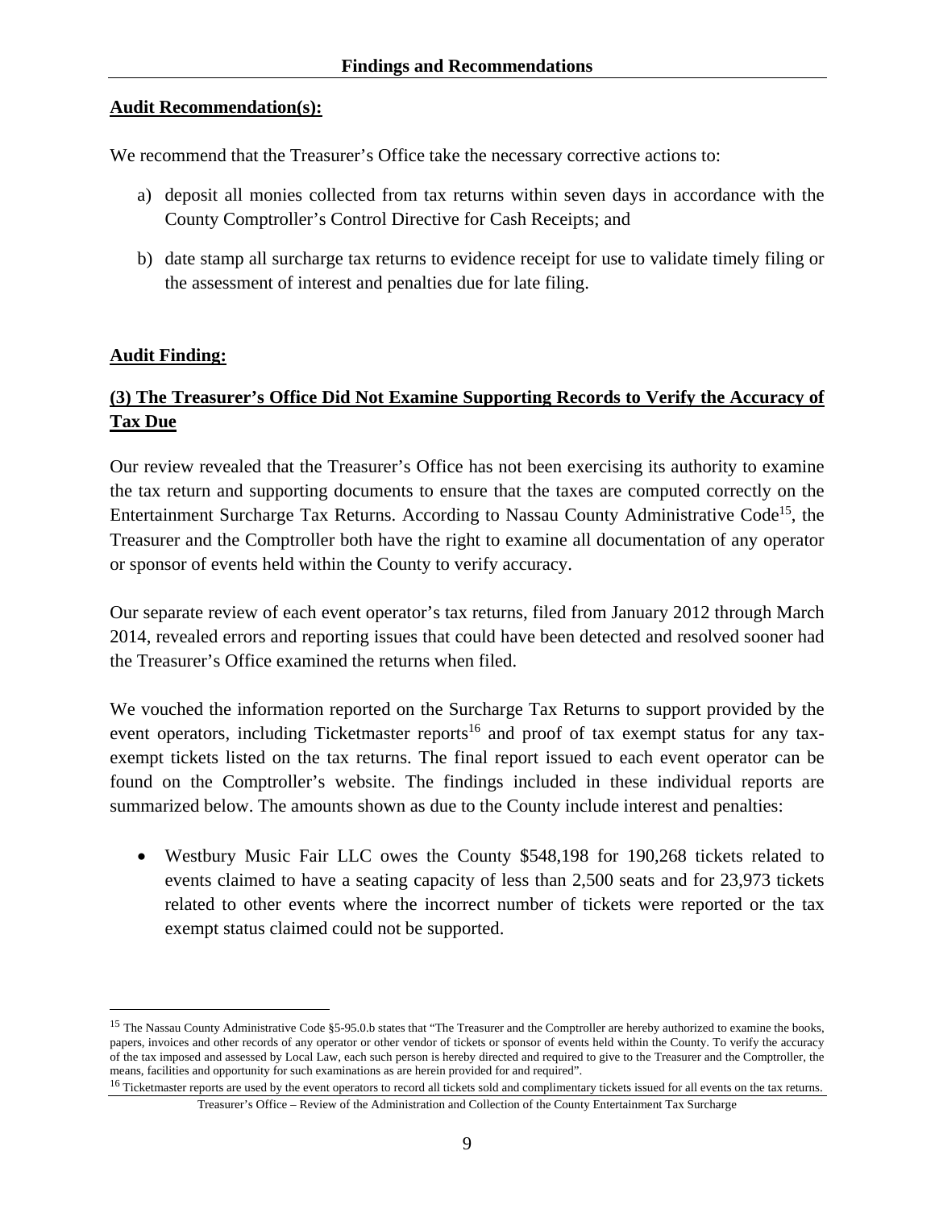**Audit Recommendation(s):**

We recommend that the Treasurer's Office take the necessary corrective actions to:

a) deposit all monies collected from tax returns within seven days in accordance with the County Comptroller's Control Directive for Cash Receipts; and

b) date stamp all surcharge tax returns to evidence receipt for use to validate timely filing or the assessment of interest and penalties due for late filing.

**Audit Finding:**

**(3) The Treasurer's Office Did Not Examine Supporting Records to Verify the Accuracy of Tax Due**

Our review revealed that the Treasurer's Office has not been exercising its authority to examine the tax return and supporting documents to ensure that the taxes are computed correctly on the Entertainment Surcharge Tax Returns. According to Nassau County Administrative Code[15], the Treasurer and the Comptroller both have the right to examine all documentation of any operator or sponsor of events held within the County to verify accuracy.

Our separate review of each event operator's tax returns, filed from January 2012 through March 2014, revealed errors and reporting issues that could have been detected and resolved sooner had the Treasurer's Office examined the returns when filed.

We vouched the information reported on the Surcharge Tax Returns to support provided by the event operators, including Ticketmaster reports[16] and proof of tax exempt status for any tax-exempt tickets listed on the tax returns. The final report issued to each event operator can be found on the Comptroller's website. The findings included in these individual reports are summarized below. The amounts shown as due to the County include interest and penalties:

- Westbury Music Fair LLC owes the County \$548,198 for 190,268 tickets related to events claimed to have a seating capacity of less than 2,500 seats and for 23,973 tickets related to other events where the incorrect number of tickets were reported or the tax exempt status claimed could not be supported.

---

[15] The Nassau County Administrative Code §5-95.0.b states that "The Treasurer and the Comptroller are hereby authorized to examine the books, papers, invoices and other records of any operator or other vendor of tickets or sponsor of events held within the County. To verify the accuracy of the tax imposed and assessed by Local Law, each such person is hereby directed and required to give to the Treasurer and the Comptroller, the means, facilities and opportunity for such examinations as are herein provided for and required".

[16] Ticketmaster reports are used by the event operators to record all tickets sold and complimentary tickets issued for all events on the tax returns.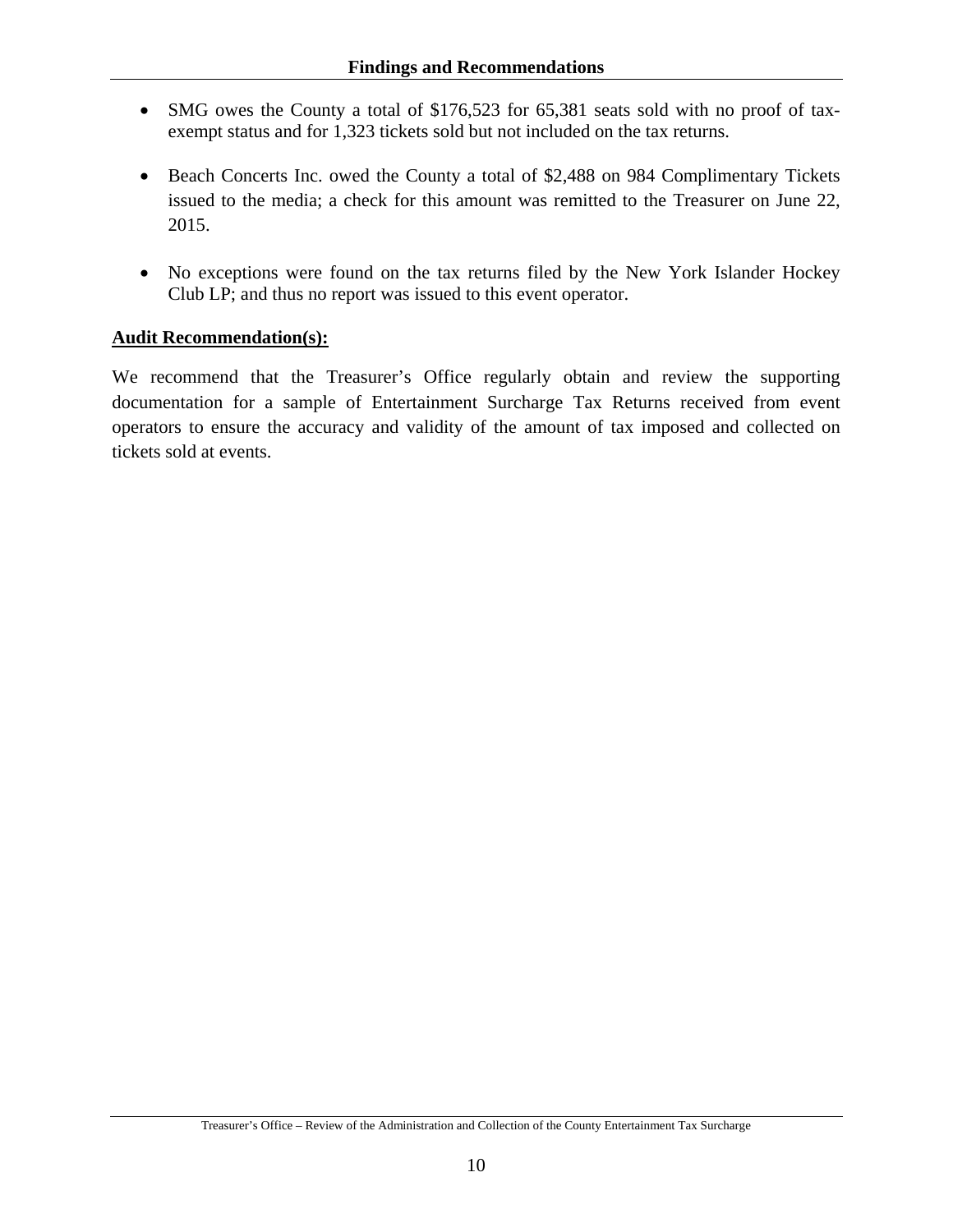- SMG owes the County a total of $176,523 for 65,381 seats sold with no proof of tax-exempt status and for 1,323 tickets sold but not included on the tax returns.

- Beach Concerts Inc. owed the County a total of $2,488 on 984 Complimentary Tickets issued to the media; a check for this amount was remitted to the Treasurer on June 22, 2015.

- No exceptions were found on the tax returns filed by the New York Islander Hockey Club LP; and thus no report was issued to this event operator.

**Audit Recommendation(s):**

We recommend that the Treasurer's Office regularly obtain and review the supporting documentation for a sample of Entertainment Surcharge Tax Returns received from event operators to ensure the accuracy and validity of the amount of tax imposed and collected on tickets sold at events.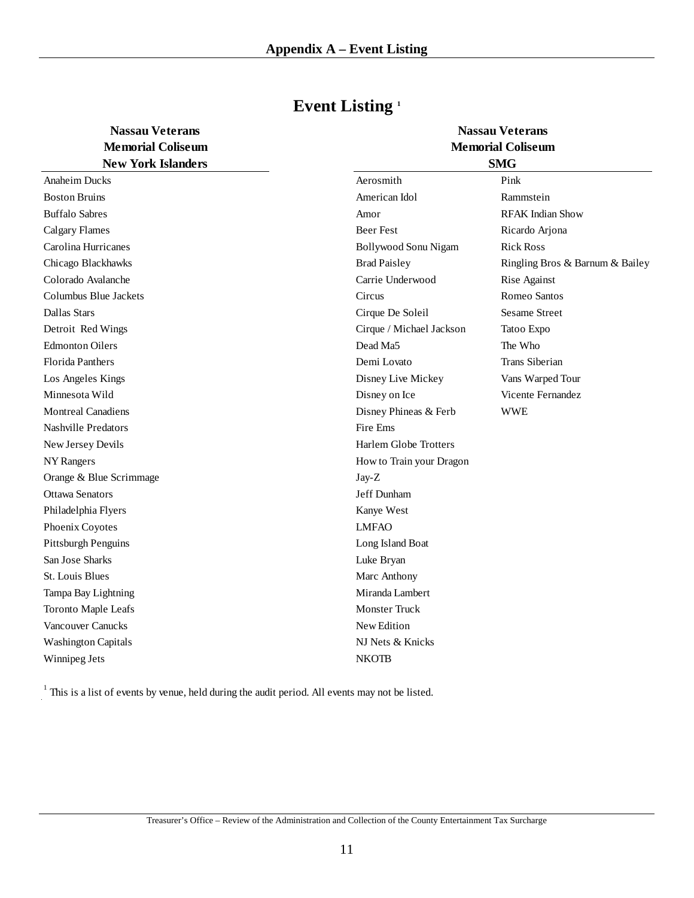# Appendix A – Event Listing

## Event Listing [1]

| Nassau Veterans Memorial Coliseum New York Islanders |
|---|
| Anaheim Ducks |
| Boston Bruins |
| Buffalo Sabres |
| Calgary Flames |
| Carolina Hurricanes |
| Chicago Blackhawks |
| Colorado Avalanche |
| Columbus Blue Jackets |
| Dallas Stars |
| Detroit Red Wings |
| Edmonton Oilers |
| Florida Panthers |
| Los Angeles Kings |
| Minnesota Wild |
| Montreal Canadiens |
| Nashville Predators |
| New Jersey Devils |
| NY Rangers |
| Orange & Blue Scrimmage |
| Ottawa Senators |
| Philadelphia Flyers |
| Phoenix Coyotes |
| Pittsburgh Penguins |
| San Jose Sharks |
| St. Louis Blues |
| Tampa Bay Lightning |
| Toronto Maple Leafs |
| Vancouver Canucks |
| Washington Capitals |
| Winnipeg Jets |

| Nassau Veterans Memorial Coliseum SMG | |
|---|---|
| Aerosmith | Pink |
| American Idol | Rammstein |
| Amor | RFAK Indian Show |
| Beer Fest | Ricardo Arjona |
| Bollywood Sonu Nigam | Rick Ross |
| Brad Paisley | Ringling Bros & Barnum & Bailey |
| Carrie Underwood | Rise Against |
| Circus | Romeo Santos |
| Cirque De Soleil | Sesame Street |
| Cirque / Michael Jackson | Tatoo Expo |
| Dead Ma5 | The Who |
| Demi Lovato | Trans Siberian |
| Disney Live Mickey | Vans Warped Tour |
| Disney on Ice | Vicente Fernandez |
| Disney Phineas & Ferb | WWE |
| Fire Ems | |
| Harlem Globe Trotters | |
| How to Train your Dragon | |
| Jay-Z | |
| Jeff Dunham | |
| Kanye West | |
| LMFAO | |
| Long Island Boat | |
| Luke Bryan | |
| Marc Anthony | |
| Miranda Lambert | |
| Monster Truck | |
| New Edition | |
| NJ Nets & Knicks | |
| NKOTB | |

[1] This is a list of events by venue, held during the audit period. All events may not be listed.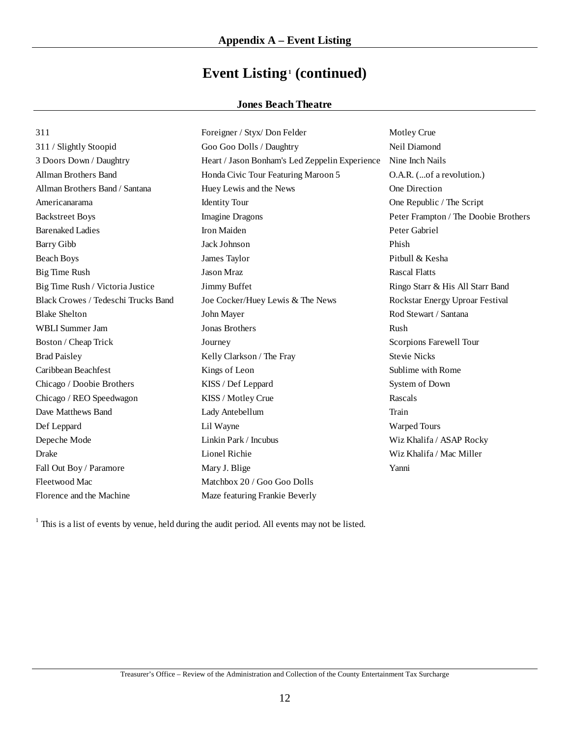## Appendix A – Event Listing

# Event Listing[1] (continued)

### Jones Beach Theatre

311
311 / Slightly Stoopid
3 Doors Down / Daughtry
Allman Brothers Band
Allman Brothers Band / Santana
Americanarama
Backstreet Boys
Barenaked Ladies
Barry Gibb
Beach Boys
Big Time Rush
Big Time Rush / Victoria Justice
Black Crowes / Tedeschi Trucks Band
Blake Shelton
WBLI Summer Jam
Boston / Cheap Trick
Brad Paisley
Caribbean Beachfest
Chicago / Doobie Brothers
Chicago / REO Speedwagon
Dave Matthews Band
Def Leppard
Depeche Mode
Drake
Fall Out Boy / Paramore
Fleetwood Mac
Florence and the Machine
Foreigner / Styx/ Don Felder
Goo Goo Dolls / Daughtry
Heart / Jason Bonham's Led Zeppelin Experience
Honda Civic Tour Featuring Maroon 5
Huey Lewis and the News
Identity Tour
Imagine Dragons
Iron Maiden
Jack Johnson
James Taylor
Jason Mraz
Jimmy Buffet
Joe Cocker/Huey Lewis & The News
John Mayer
Jonas Brothers
Journey
Kelly Clarkson / The Fray
Kings of Leon
KISS / Def Leppard
KISS / Motley Crue
Lady Antebellum
Lil Wayne
Linkin Park / Incubus
Lionel Richie
Mary J. Blige
Matchbox 20 / Goo Goo Dolls
Maze featuring Frankie Beverly
Motley Crue
Neil Diamond
Nine Inch Nails
O.A.R. (...of a revolution.)
One Direction
One Republic / The Script
Peter Frampton / The Doobie Brothers
Peter Gabriel
Phish
Pitbull & Kesha
Rascal Flatts
Ringo Starr & His All Starr Band
Rockstar Energy Uproar Festival
Rod Stewart / Santana
Rush
Scorpions Farewell Tour
Stevie Nicks
Sublime with Rome
System of Down
Rascals
Train
Warped Tours
Wiz Khalifa / ASAP Rocky
Wiz Khalifa / Mac Miller
Yanni

[1] This is a list of events by venue, held during the audit period. All events may not be listed.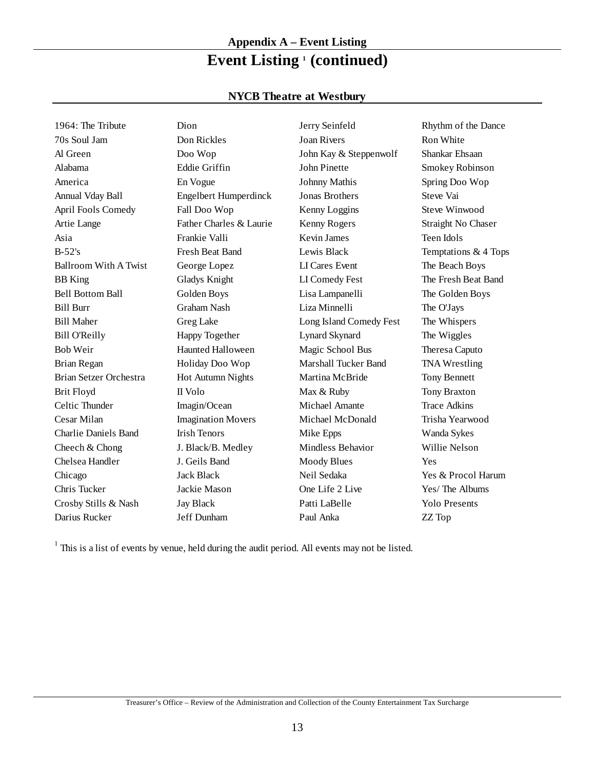## Appendix A – Event Listing

# Event Listing [1] (continued)

### NYCB Theatre at Westbury

| | | | |
|---|---|---|---|
| 1964: The Tribute | Dion | Jerry Seinfeld | Rhythm of the Dance |
| 70s Soul Jam | Don Rickles | Joan Rivers | Ron White |
| Al Green | Doo Wop | John Kay & Steppenwolf | Shankar Ehsaan |
| Alabama | Eddie Griffin | John Pinette | Smokey Robinson |
| America | En Vogue | Johnny Mathis | Spring Doo Wop |
| Annual Vday Ball | Engelbert Humperdinck | Jonas Brothers | Steve Vai |
| April Fools Comedy | Fall Doo Wop | Kenny Loggins | Steve Winwood |
| Artie Lange | Father Charles & Laurie | Kenny Rogers | Straight No Chaser |
| Asia | Frankie Valli | Kevin James | Teen Idols |
| B-52's | Fresh Beat Band | Lewis Black | Temptations & 4 Tops |
| Ballroom With A Twist | George Lopez | LI Cares Event | The Beach Boys |
| BB King | Gladys Knight | LI Comedy Fest | The Fresh Beat Band |
| Bell Bottom Ball | Golden Boys | Lisa Lampanelli | The Golden Boys |
| Bill Burr | Graham Nash | Liza Minnelli | The O'Jays |
| Bill Maher | Greg Lake | Long Island Comedy Fest | The Whispers |
| Bill O'Reilly | Happy Together | Lynard Skynard | The Wiggles |
| Bob Weir | Haunted Halloween | Magic School Bus | Theresa Caputo |
| Brian Regan | Holiday Doo Wop | Marshall Tucker Band | TNA Wrestling |
| Brian Setzer Orchestra | Hot Autumn Nights | Martina McBride | Tony Bennett |
| Brit Floyd | II Volo | Max & Ruby | Tony Braxton |
| Celtic Thunder | Imagin/Ocean | Michael Amante | Trace Adkins |
| Cesar Milan | Imagination Movers | Michael McDonald | Trisha Yearwood |
| Charlie Daniels Band | Irish Tenors | Mike Epps | Wanda Sykes |
| Cheech & Chong | J. Black/B. Medley | Mindless Behavior | Willie Nelson |
| Chelsea Handler | J. Geils Band | Moody Blues | Yes |
| Chicago | Jack Black | Neil Sedaka | Yes & Procol Harum |
| Chris Tucker | Jackie Mason | One Life 2 Live | Yes/ The Albums |
| Crosby Stills & Nash | Jay Black | Patti LaBelle | Yolo Presents |
| Darius Rucker | Jeff Dunham | Paul Anka | ZZ Top |

[1] This is a list of events by venue, held during the audit period. All events may not be listed.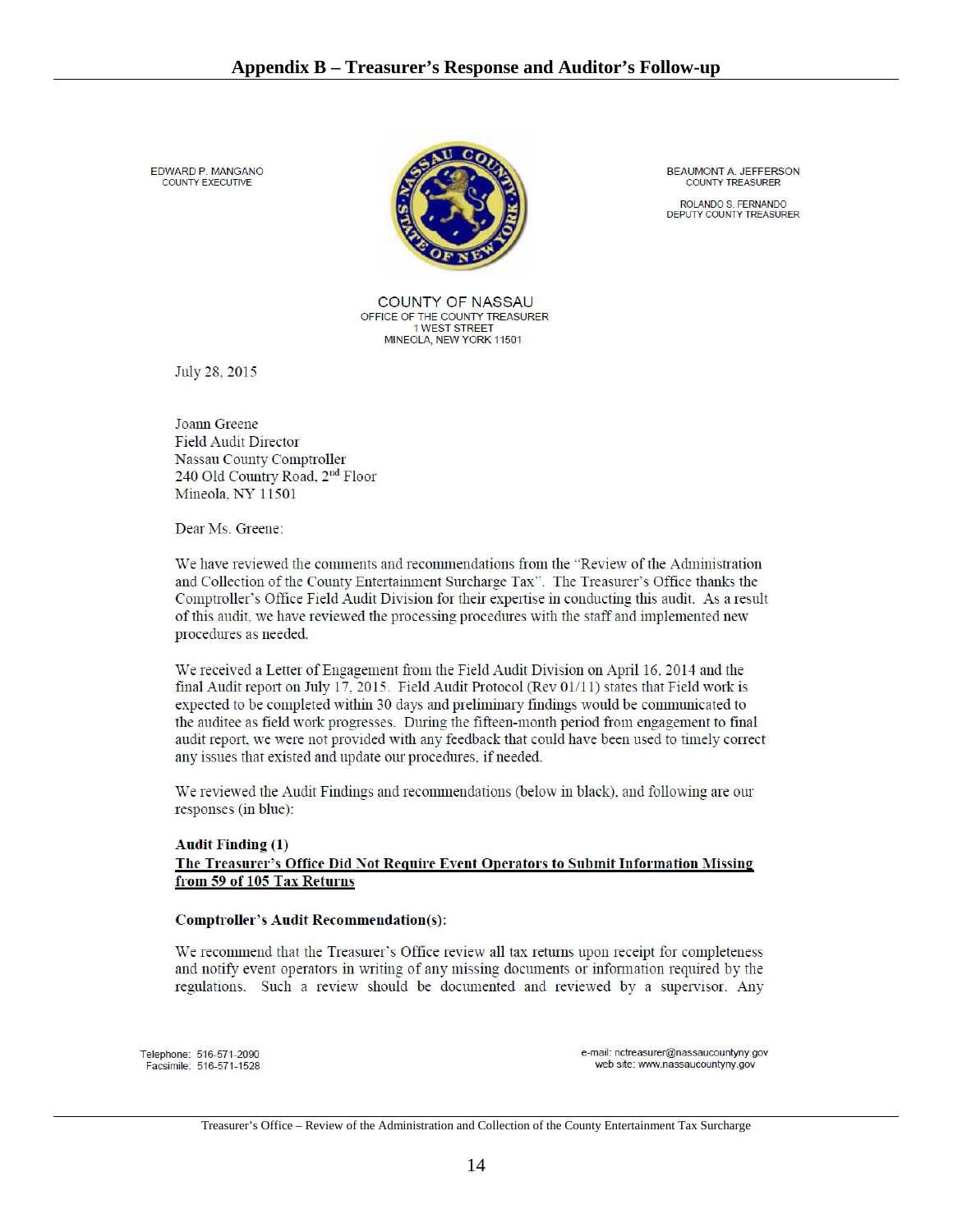## Appendix B – Treasurer's Response and Auditor's Follow-up

EDWARD P. MANGANO
COUNTY EXECUTIVE

BEAUMONT A. JEFFERSON
COUNTY TREASURER

ROLANDO S. FERNANDO
DEPUTY COUNTY TREASURER

COUNTY OF NASSAU
OFFICE OF THE COUNTY TREASURER
1 WEST STREET
MINEOLA, NEW YORK 11501

July 28, 2015

Joann Greene
Field Audit Director
Nassau County Comptroller
240 Old Country Road, 2nd Floor
Mineola, NY 11501

Dear Ms. Greene:

We have reviewed the comments and recommendations from the "Review of the Administration and Collection of the County Entertainment Surcharge Tax". The Treasurer's Office thanks the Comptroller's Office Field Audit Division for their expertise in conducting this audit. As a result of this audit, we have reviewed the processing procedures with the staff and implemented new procedures as needed.

We received a Letter of Engagement from the Field Audit Division on April 16, 2014 and the final Audit report on July 17, 2015. Field Audit Protocol (Rev 01/11) states that Field work is expected to be completed within 30 days and preliminary findings would be communicated to the auditee as field work progresses. During the fifteen-month period from engagement to final audit report, we were not provided with any feedback that could have been used to timely correct any issues that existed and update our procedures, if needed.

We reviewed the Audit Findings and recommendations (below in black), and following are our responses (in blue):

**Audit Finding (1)**
**<u>The Treasurer's Office Did Not Require Event Operators to Submit Information Missing from 59 of 105 Tax Returns</u>**

**Comptroller's Audit Recommendation(s):**

We recommend that the Treasurer's Office review all tax returns upon receipt for completeness and notify event operators in writing of any missing documents or information required by the regulations. Such a review should be documented and reviewed by a supervisor. Any

Telephone: 516-571-2090
Facsimile: 516-571-1528

e-mail: nctreasurer@nassaucountyny.gov
web site: www.nassaucountyny.gov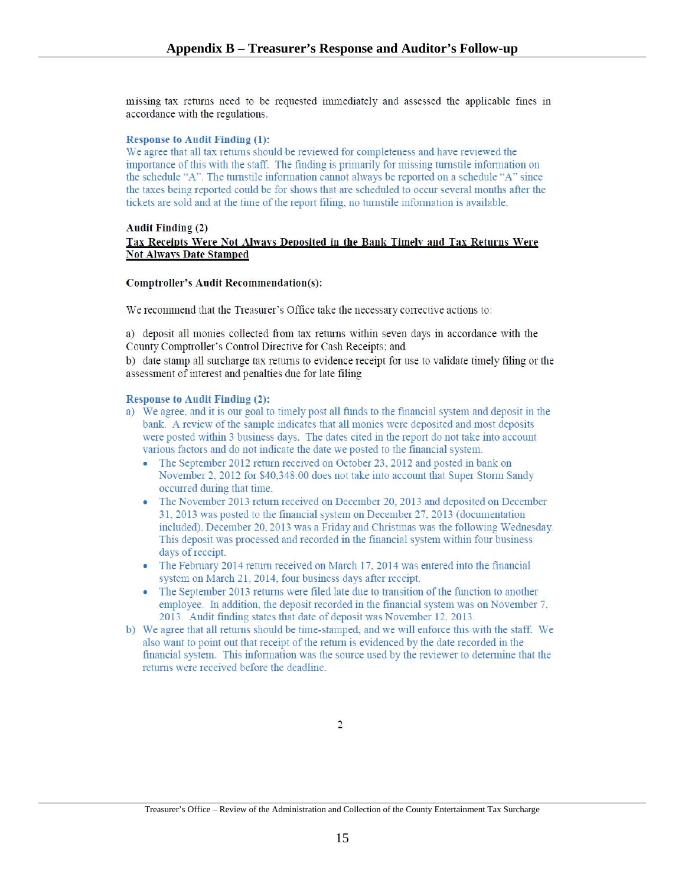missing tax returns need to be requested immediately and assessed the applicable fines in accordance with the regulations.

**Response to Audit Finding (1):**
We agree that all tax returns should be reviewed for completeness and have reviewed the importance of this with the staff. The finding is primarily for missing turnstile information on the schedule "A". The turnstile information cannot always be reported on a schedule "A" since the taxes being reported could be for shows that are scheduled to occur several months after the tickets are sold and at the time of the report filing, no turnstile information is available.

**Audit Finding (2)**
**Tax Receipts Were Not Always Deposited in the Bank Timely and Tax Returns Were Not Always Date Stamped**

**Comptroller's Audit Recommendation(s):**

We recommend that the Treasurer's Office take the necessary corrective actions to:

a) deposit all monies collected from tax returns within seven days in accordance with the County Comptroller's Control Directive for Cash Receipts; and
b) date stamp all surcharge tax returns to evidence receipt for use to validate timely filing or the assessment of interest and penalties due for late filing

**Response to Audit Finding (2):**

a) We agree, and it is our goal to timely post all funds to the financial system and deposit in the bank. A review of the sample indicates that all monies were deposited and most deposits were posted within 3 business days. The dates cited in the report do not take into account various factors and do not indicate the date we posted to the financial system.
   - The September 2012 return received on October 23, 2012 and posted in bank on November 2, 2012 for $40,348.00 does not take into account that Super Storm Sandy occurred during that time.
   - The November 2013 return received on December 20, 2013 and deposited on December 31, 2013 was posted to the financial system on December 27, 2013 (documentation included). December 20, 2013 was a Friday and Christmas was the following Wednesday. This deposit was processed and recorded in the financial system within four business days of receipt.
   - The February 2014 return received on March 17, 2014 was entered into the financial system on March 21, 2014, four business days after receipt.
   - The September 2013 returns were filed late due to transition of the function to another employee. In addition, the deposit recorded in the financial system was on November 7, 2013. Audit finding states that date of deposit was November 12, 2013.

b) We agree that all returns should be time-stamped, and we will enforce this with the staff. We also want to point out that receipt of the return is evidenced by the date recorded in the financial system. This information was the source used by the reviewer to determine that the returns were received before the deadline.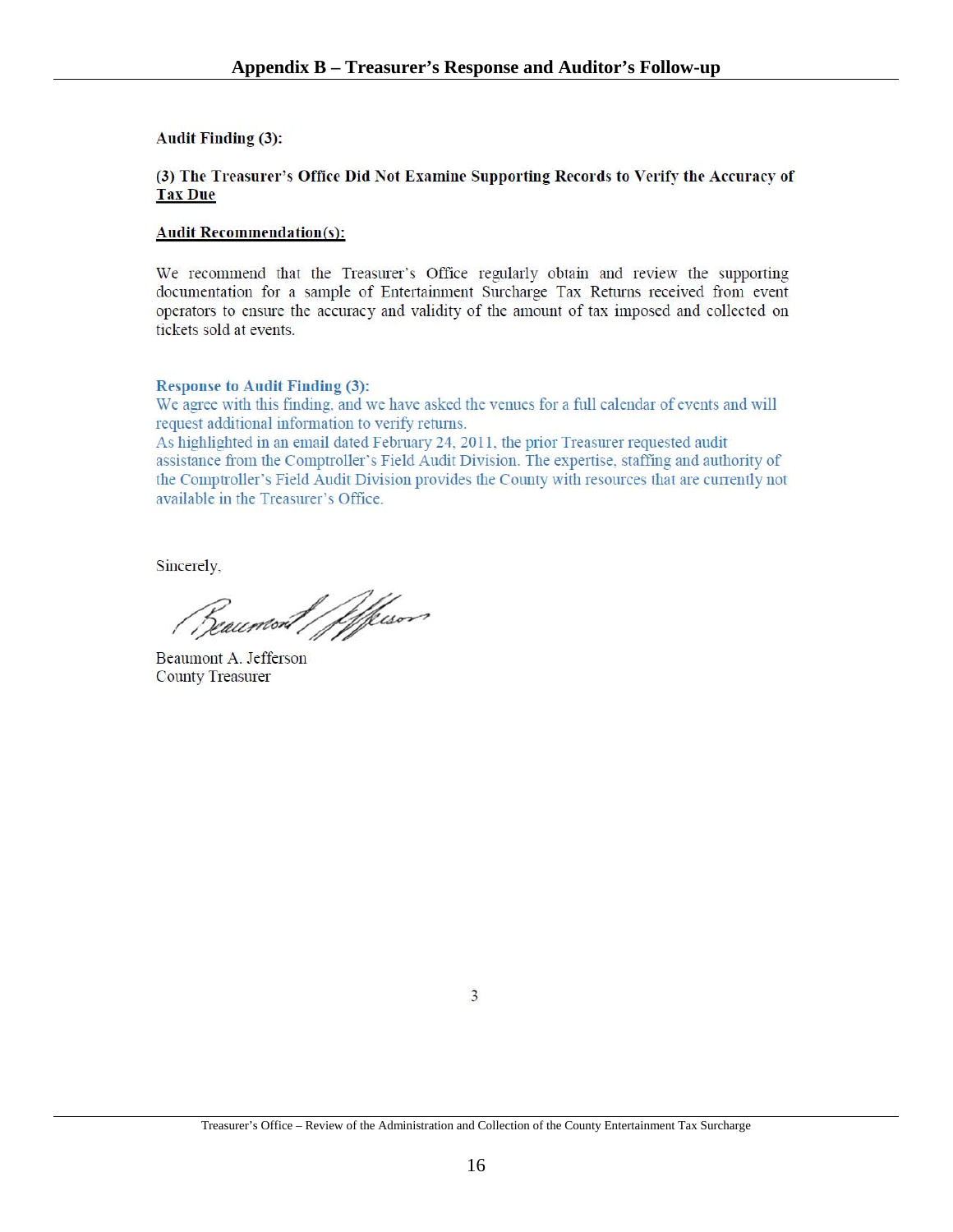## Appendix B – Treasurer's Response and Auditor's Follow-up

**Audit Finding (3):**

**(3) The Treasurer's Office Did Not Examine Supporting Records to Verify the Accuracy of Tax Due**

**Audit Recommendation(s):**

We recommend that the Treasurer's Office regularly obtain and review the supporting documentation for a sample of Entertainment Surcharge Tax Returns received from event operators to ensure the accuracy and validity of the amount of tax imposed and collected on tickets sold at events.

**Response to Audit Finding (3):**

We agree with this finding, and we have asked the venues for a full calendar of events and will request additional information to verify returns.

As highlighted in an email dated February 24, 2011, the prior Treasurer requested audit assistance from the Comptroller's Field Audit Division. The expertise, staffing and authority of the Comptroller's Field Audit Division provides the County with resources that are currently not available in the Treasurer's Office.

Sincerely,

Beaumont A. Jefferson
County Treasurer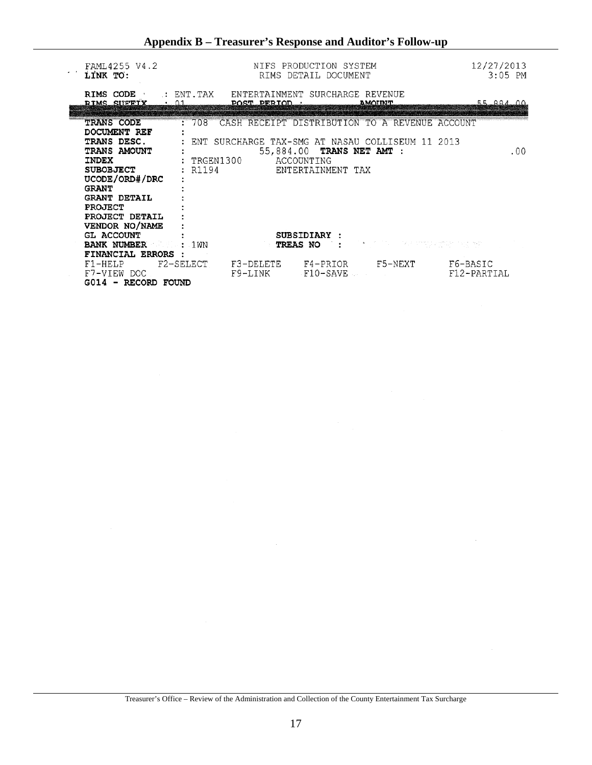## Appendix B – Treasurer's Response and Auditor's Follow-up

```
FAML4255 V4.2                    NIFS PRODUCTION SYSTEM                    12/27/2013
LINK TO:                         RIMS DETAIL DOCUMENT                        3:05 PM

RIMS CODE      : ENT.TAX   ENTERTAINMENT SURCHARGE REVENUE
RIMS SUFFIX    : 01        POST PERIOD :            AMOUNT                  55,884.00

TRANS CODE        : 708  CASH RECEIPT DISTRIBUTION TO A REVENUE ACCOUNT
DOCUMENT REF      :
TRANS DESC.       : ENT SURCHARGE TAX-SMG AT NASAU COLLISEUM 11 2013
TRANS AMOUNT      :              55,884.00  TRANS NET AMT :                    .00
INDEX             : TRGEN1300        ACCOUNTING
SUBOBJECT         : R1194            ENTERTAINMENT TAX
UCODE/ORD#/DRC    :
GRANT             :
GRANT DETAIL      :
PROJECT           :
PROJECT DETAIL    :
VENDOR NO/NAME    :
GL ACCOUNT        :                  SUBSIDIARY :
BANK NUMBER       : 1WN              TREAS NO   :
FINANCIAL ERRORS  :
F1-HELP     F2-SELECT    F3-DELETE    F4-PRIOR     F5-NEXT      F6-BASIC
F7-VIEW DOC              F9-LINK      F10-SAVE                  F12-PARTIAL
G014 - RECORD FOUND
```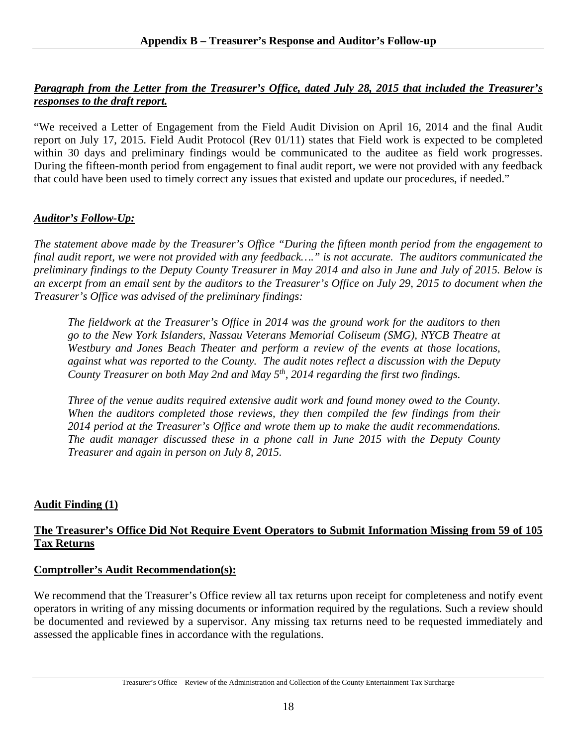## Appendix B – Treasurer's Response and Auditor's Follow-up

***Paragraph from the Letter from the Treasurer's Office, dated July 28, 2015 that included the Treasurer's responses to the draft report.***

"We received a Letter of Engagement from the Field Audit Division on April 16, 2014 and the final Audit report on July 17, 2015. Field Audit Protocol (Rev 01/11) states that Field work is expected to be completed within 30 days and preliminary findings would be communicated to the auditee as field work progresses. During the fifteen-month period from engagement to final audit report, we were not provided with any feedback that could have been used to timely correct any issues that existed and update our procedures, if needed."

***Auditor's Follow-Up:***

*The statement above made by the Treasurer's Office "During the fifteen month period from the engagement to final audit report, we were not provided with any feedback…." is not accurate. The auditors communicated the preliminary findings to the Deputy County Treasurer in May 2014 and also in June and July of 2015. Below is an excerpt from an email sent by the auditors to the Treasurer's Office on July 29, 2015 to document when the Treasurer's Office was advised of the preliminary findings:*

> *The fieldwork at the Treasurer's Office in 2014 was the ground work for the auditors to then go to the New York Islanders, Nassau Veterans Memorial Coliseum (SMG), NYCB Theatre at Westbury and Jones Beach Theater and perform a review of the events at those locations, against what was reported to the County. The audit notes reflect a discussion with the Deputy County Treasurer on both May 2nd and May 5th, 2014 regarding the first two findings.*
>
> *Three of the venue audits required extensive audit work and found money owed to the County. When the auditors completed those reviews, they then compiled the few findings from their 2014 period at the Treasurer's Office and wrote them up to make the audit recommendations. The audit manager discussed these in a phone call in June 2015 with the Deputy County Treasurer and again in person on July 8, 2015.*

**Audit Finding (1)**

**The Treasurer's Office Did Not Require Event Operators to Submit Information Missing from 59 of 105 Tax Returns**

**Comptroller's Audit Recommendation(s):**

We recommend that the Treasurer's Office review all tax returns upon receipt for completeness and notify event operators in writing of any missing documents or information required by the regulations. Such a review should be documented and reviewed by a supervisor. Any missing tax returns need to be requested immediately and assessed the applicable fines in accordance with the regulations.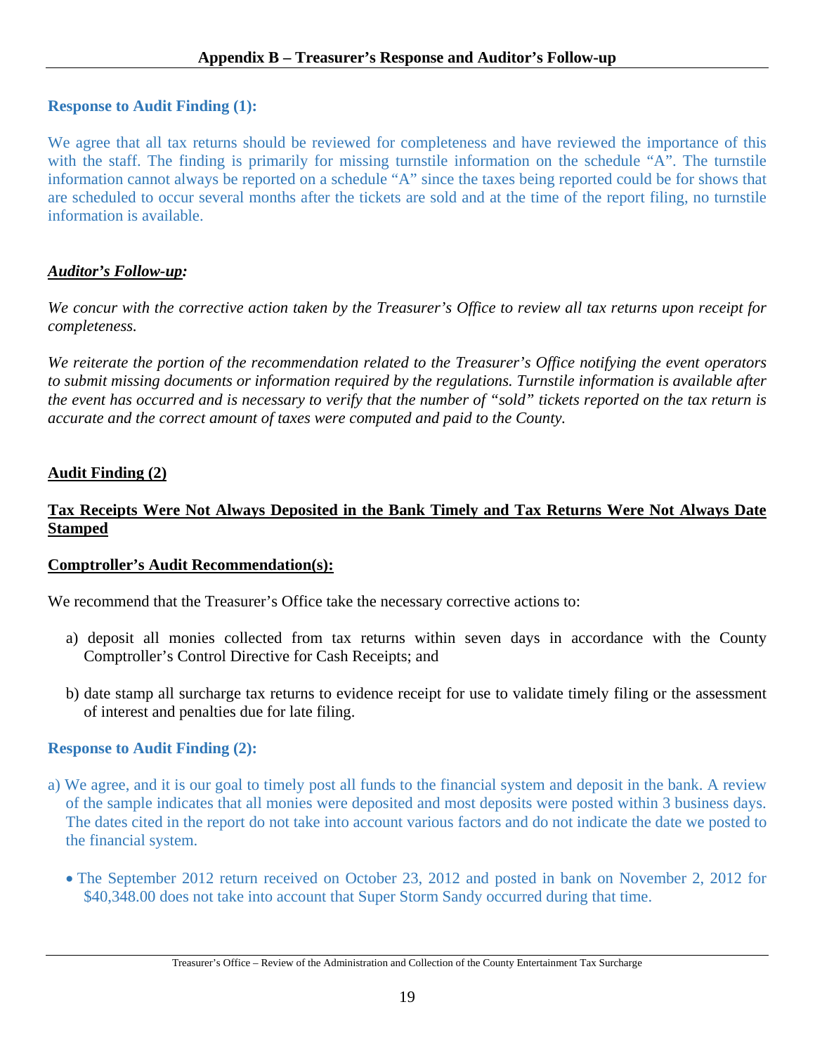## Appendix B – Treasurer's Response and Auditor's Follow-up

**Response to Audit Finding (1):**

We agree that all tax returns should be reviewed for completeness and have reviewed the importance of this with the staff. The finding is primarily for missing turnstile information on the schedule "A". The turnstile information cannot always be reported on a schedule "A" since the taxes being reported could be for shows that are scheduled to occur several months after the tickets are sold and at the time of the report filing, no turnstile information is available.

***Auditor's Follow-up:***

*We concur with the corrective action taken by the Treasurer's Office to review all tax returns upon receipt for completeness.*

*We reiterate the portion of the recommendation related to the Treasurer's Office notifying the event operators to submit missing documents or information required by the regulations. Turnstile information is available after the event has occurred and is necessary to verify that the number of "sold" tickets reported on the tax return is accurate and the correct amount of taxes were computed and paid to the County.*

**Audit Finding (2)**

**Tax Receipts Were Not Always Deposited in the Bank Timely and Tax Returns Were Not Always Date Stamped**

**Comptroller's Audit Recommendation(s):**

We recommend that the Treasurer's Office take the necessary corrective actions to:

a) deposit all monies collected from tax returns within seven days in accordance with the County Comptroller's Control Directive for Cash Receipts; and

b) date stamp all surcharge tax returns to evidence receipt for use to validate timely filing or the assessment of interest and penalties due for late filing.

**Response to Audit Finding (2):**

a) We agree, and it is our goal to timely post all funds to the financial system and deposit in the bank. A review of the sample indicates that all monies were deposited and most deposits were posted within 3 business days. The dates cited in the report do not take into account various factors and do not indicate the date we posted to the financial system.

- The September 2012 return received on October 23, 2012 and posted in bank on November 2, 2012 for $40,348.00 does not take into account that Super Storm Sandy occurred during that time.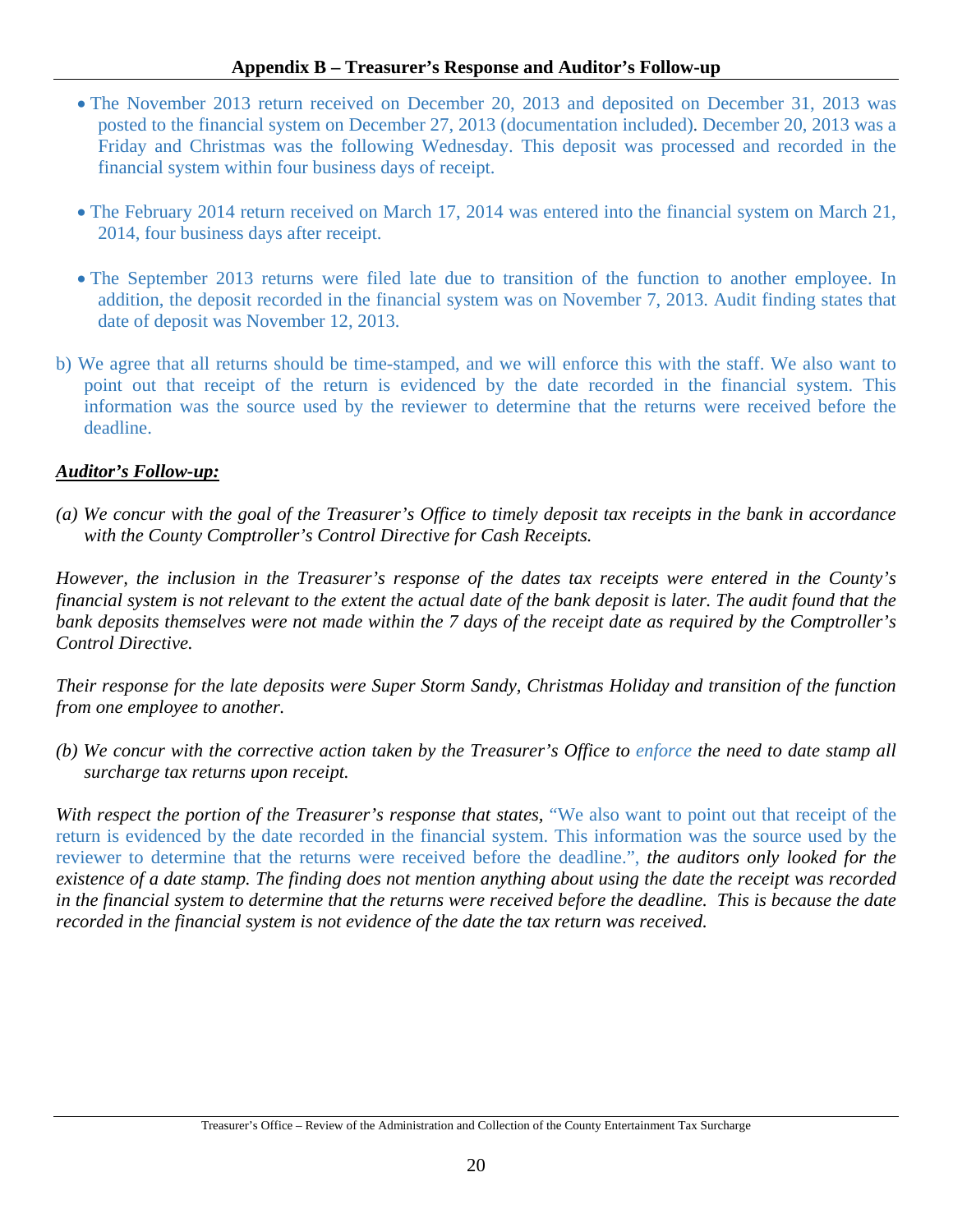## Appendix B – Treasurer's Response and Auditor's Follow-up

- The November 2013 return received on December 20, 2013 and deposited on December 31, 2013 was posted to the financial system on December 27, 2013 (documentation included). December 20, 2013 was a Friday and Christmas was the following Wednesday. This deposit was processed and recorded in the financial system within four business days of receipt.

- The February 2014 return received on March 17, 2014 was entered into the financial system on March 21, 2014, four business days after receipt.

- The September 2013 returns were filed late due to transition of the function to another employee. In addition, the deposit recorded in the financial system was on November 7, 2013. Audit finding states that date of deposit was November 12, 2013.

b) We agree that all returns should be time-stamped, and we will enforce this with the staff. We also want to point out that receipt of the return is evidenced by the date recorded in the financial system. This information was the source used by the reviewer to determine that the returns were received before the deadline.

***Auditor's Follow-up:***

*(a) We concur with the goal of the Treasurer's Office to timely deposit tax receipts in the bank in accordance with the County Comptroller's Control Directive for Cash Receipts.*

*However, the inclusion in the Treasurer's response of the dates tax receipts were entered in the County's financial system is not relevant to the extent the actual date of the bank deposit is later. The audit found that the bank deposits themselves were not made within the 7 days of the receipt date as required by the Comptroller's Control Directive.*

*Their response for the late deposits were Super Storm Sandy, Christmas Holiday and transition of the function from one employee to another.*

*(b) We concur with the corrective action taken by the Treasurer's Office to* enforce *the need to date stamp all surcharge tax returns upon receipt.*

*With respect the portion of the Treasurer's response that states,* "We also want to point out that receipt of the return is evidenced by the date recorded in the financial system. This information was the source used by the reviewer to determine that the returns were received before the deadline.", *the auditors only looked for the existence of a date stamp. The finding does not mention anything about using the date the receipt was recorded in the financial system to determine that the returns were received before the deadline. This is because the date recorded in the financial system is not evidence of the date the tax return was received.*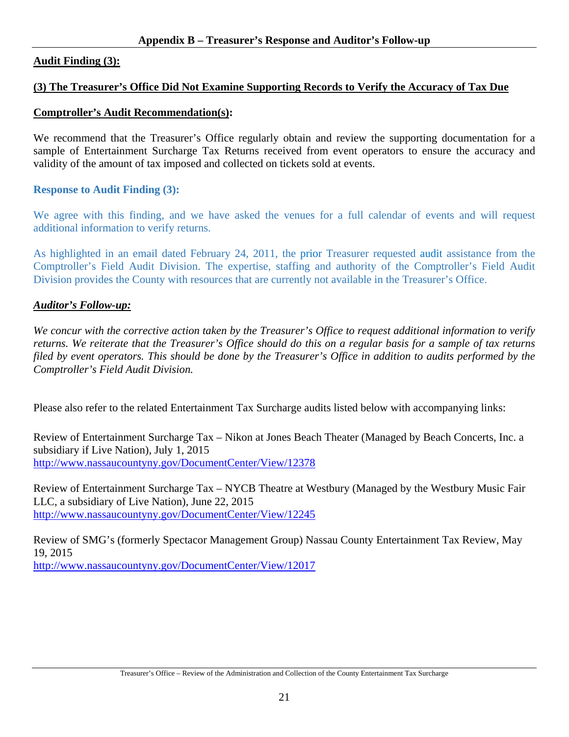## Appendix B – Treasurer's Response and Auditor's Follow-up

**Audit Finding (3):**

**(3) The Treasurer's Office Did Not Examine Supporting Records to Verify the Accuracy of Tax Due**

**Comptroller's Audit Recommendation(s):**

We recommend that the Treasurer's Office regularly obtain and review the supporting documentation for a sample of Entertainment Surcharge Tax Returns received from event operators to ensure the accuracy and validity of the amount of tax imposed and collected on tickets sold at events.

**Response to Audit Finding (3):**

We agree with this finding, and we have asked the venues for a full calendar of events and will request additional information to verify returns.

As highlighted in an email dated February 24, 2011, the prior Treasurer requested audit assistance from the Comptroller's Field Audit Division. The expertise, staffing and authority of the Comptroller's Field Audit Division provides the County with resources that are currently not available in the Treasurer's Office.

***Auditor's Follow-up:***

*We concur with the corrective action taken by the Treasurer's Office to request additional information to verify returns. We reiterate that the Treasurer's Office should do this on a regular basis for a sample of tax returns filed by event operators. This should be done by the Treasurer's Office in addition to audits performed by the Comptroller's Field Audit Division.*

Please also refer to the related Entertainment Tax Surcharge audits listed below with accompanying links:

Review of Entertainment Surcharge Tax – Nikon at Jones Beach Theater (Managed by Beach Concerts, Inc. a subsidiary if Live Nation), July 1, 2015
http://www.nassaucountyny.gov/DocumentCenter/View/12378

Review of Entertainment Surcharge Tax – NYCB Theatre at Westbury (Managed by the Westbury Music Fair LLC, a subsidiary of Live Nation), June 22, 2015
http://www.nassaucountyny.gov/DocumentCenter/View/12245

Review of SMG's (formerly Spectacor Management Group) Nassau County Entertainment Tax Review, May 19, 2015
http://www.nassaucountyny.gov/DocumentCenter/View/12017